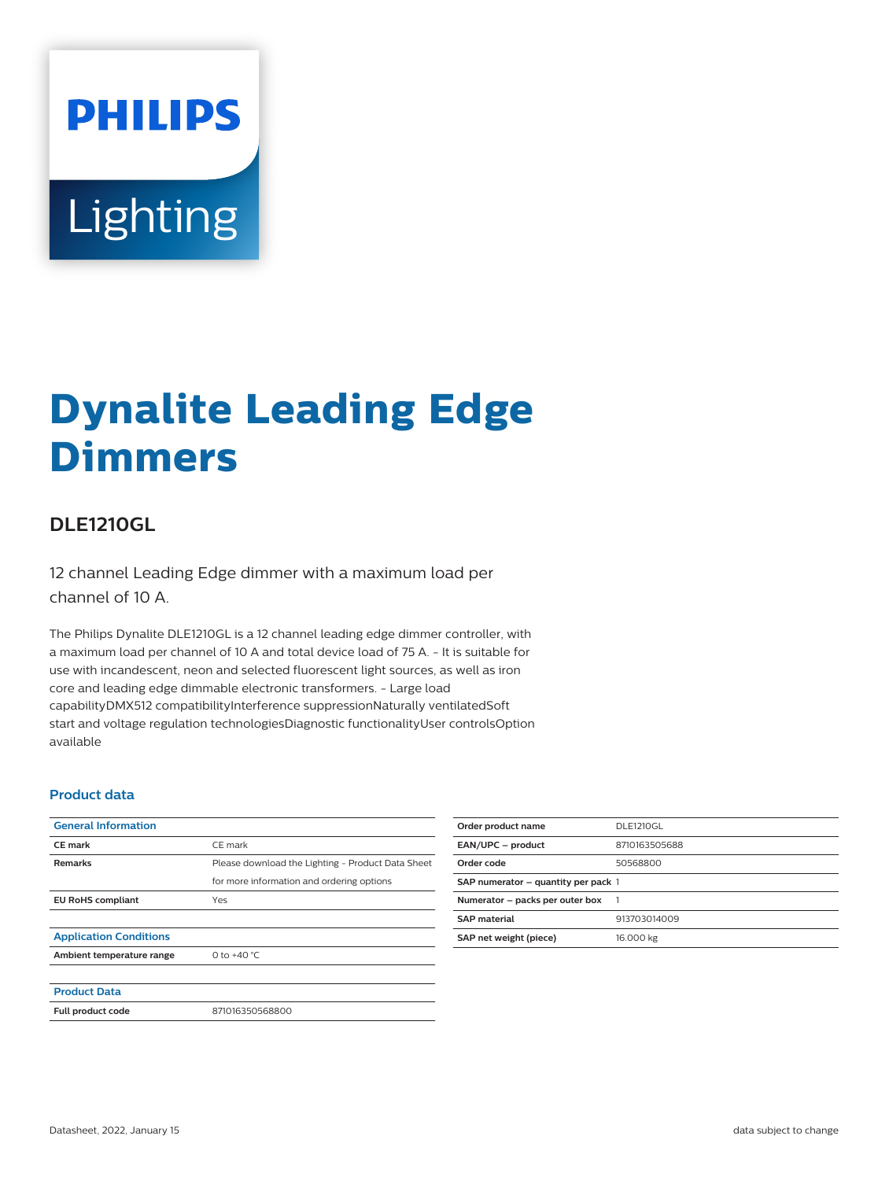PHILIPS

Lighting

# Dynalite Leading Edge Dimmers

## DLE1210GL

12 channel Leading Edge dimmer with a maximum load per channel of 10 A.

The Philips Dynalite DLE1210GL is a 12 channel leading edge dimmer controller, with a maximum load per channel of 10 A and total device load of 75 A. - It is suitable for use with incandescent, neon and selected fluorescent light sources, as well as iron core and leading edge dimmable electronic transformers. - Large load capabilityDMX512 compatibilityInterference suppressionNaturally ventilatedSoft start and voltage regulation technologiesDiagnostic functionalityUser controlsOption available

### Product data

| General Information | |
|---|---|
| CE mark | CE mark |
| Remarks | Please download the Lighting - Product Data Sheet for more information and ordering options |
| EU RoHS compliant | Yes |

| Application Conditions | |
|---|---|
| Ambient temperature range | 0 to +40 °C |

| Product Data | |
|---|---|
| Full product code | 871016350568800 |

| | |
|---|---|
| Order product name | DLE1210GL |
| EAN/UPC – product | 8710163505688 |
| Order code | 50568800 |
| SAP numerator – quantity per pack | 1 |
| Numerator – packs per outer box | 1 |
| SAP material | 913703014009 |
| SAP net weight (piece) | 16.000 kg |

Datasheet, 2022, January 15

data subject to change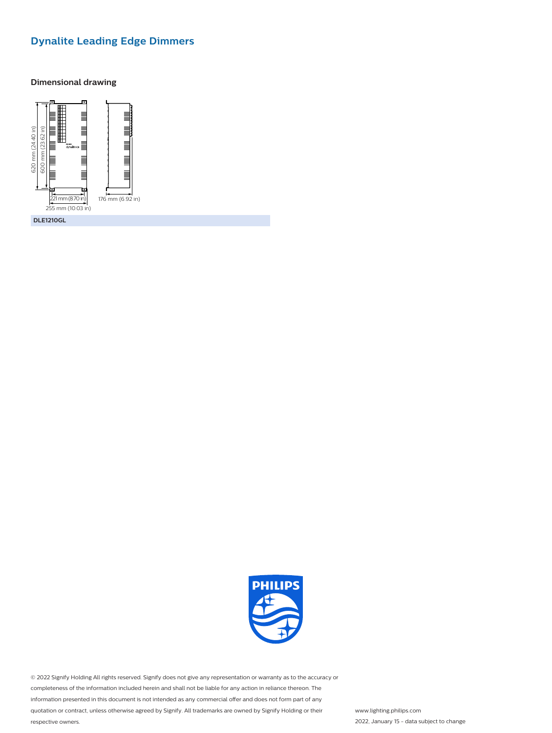## Dynalite Leading Edge Dimmers

### Dimensional drawing

620 mm (24.40 in)
600 mm (23.62 in)
221 mm (8.70 in)
255 mm (10.03 in)
176 mm (6.92 in)

DLE1210GL

© 2022 Signify Holding All rights reserved. Signify does not give any representation or warranty as to the accuracy or completeness of the information included herein and shall not be liable for any action in reliance thereon. The information presented in this document is not intended as any commercial offer and does not form part of any quotation or contract, unless otherwise agreed by Signify. All trademarks are owned by Signify Holding or their respective owners.

www.lighting.philips.com
2022, January 15 - data subject to change